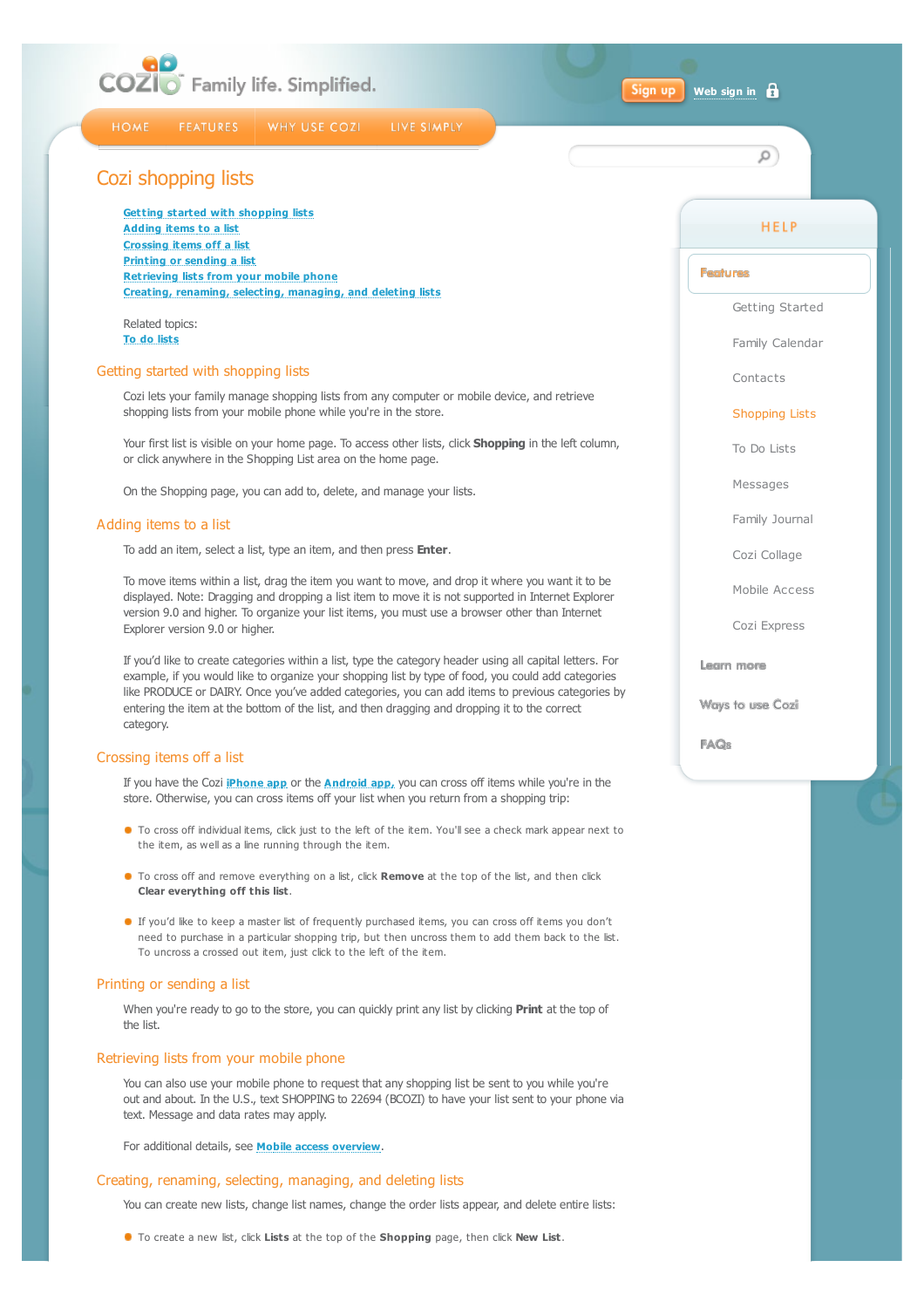# Cozi shopping lists

- Getting started with shopping lists
- Adding items to a list
- Crossing items off a list
- Printing or sending a list
- Retrieving lists from your mobile phone
- Creating, renaming, selecting, managing, and deleting lists

Related topics:
To do lists

## Getting started with shopping lists

Cozi lets your family manage shopping lists from any computer or mobile device, and retrieve shopping lists from your mobile phone while you're in the store.

Your first list is visible on your home page. To access other lists, click **Shopping** in the left column, or click anywhere in the Shopping List area on the home page.

On the Shopping page, you can add to, delete, and manage your lists.

## Adding items to a list

To add an item, select a list, type an item, and then press **Enter**.

To move items within a list, drag the item you want to move, and drop it where you want it to be displayed. Note: Dragging and dropping a list item to move it is not supported in Internet Explorer version 9.0 and higher. To organize your list items, you must use a browser other than Internet Explorer version 9.0 or higher.

If you'd like to create categories within a list, type the category header using all capital letters. For example, if you would like to organize your shopping list by type of food, you could add categories like PRODUCE or DAIRY. Once you've added categories, you can add items to previous categories by entering the item at the bottom of the list, and then dragging and dropping it to the correct category.

## Crossing items off a list

If you have the Cozi iPhone app or the Android app, you can cross off items while you're in the store. Otherwise, you can cross items off your list when you return from a shopping trip:

- To cross off individual items, click just to the left of the item. You'll see a check mark appear next to the item, as well as a line running through the item.
- To cross off and remove everything on a list, click **Remove** at the top of the list, and then click **Clear everything off this list**.
- If you'd like to keep a master list of frequently purchased items, you can cross off items you don't need to purchase in a particular shopping trip, but then uncross them to add them back to the list. To uncross a crossed out item, just click to the left of the item.

## Printing or sending a list

When you're ready to go to the store, you can quickly print any list by clicking **Print** at the top of the list.

## Retrieving lists from your mobile phone

You can also use your mobile phone to request that any shopping list be sent to you while you're out and about. In the U.S., text SHOPPING to 22694 (BCOZI) to have your list sent to your phone via text. Message and data rates may apply.

For additional details, see Mobile access overview.

## Creating, renaming, selecting, managing, and deleting lists

You can create new lists, change list names, change the order lists appear, and delete entire lists:

- To create a new list, click **Lists** at the top of the **Shopping** page, then click **New List**.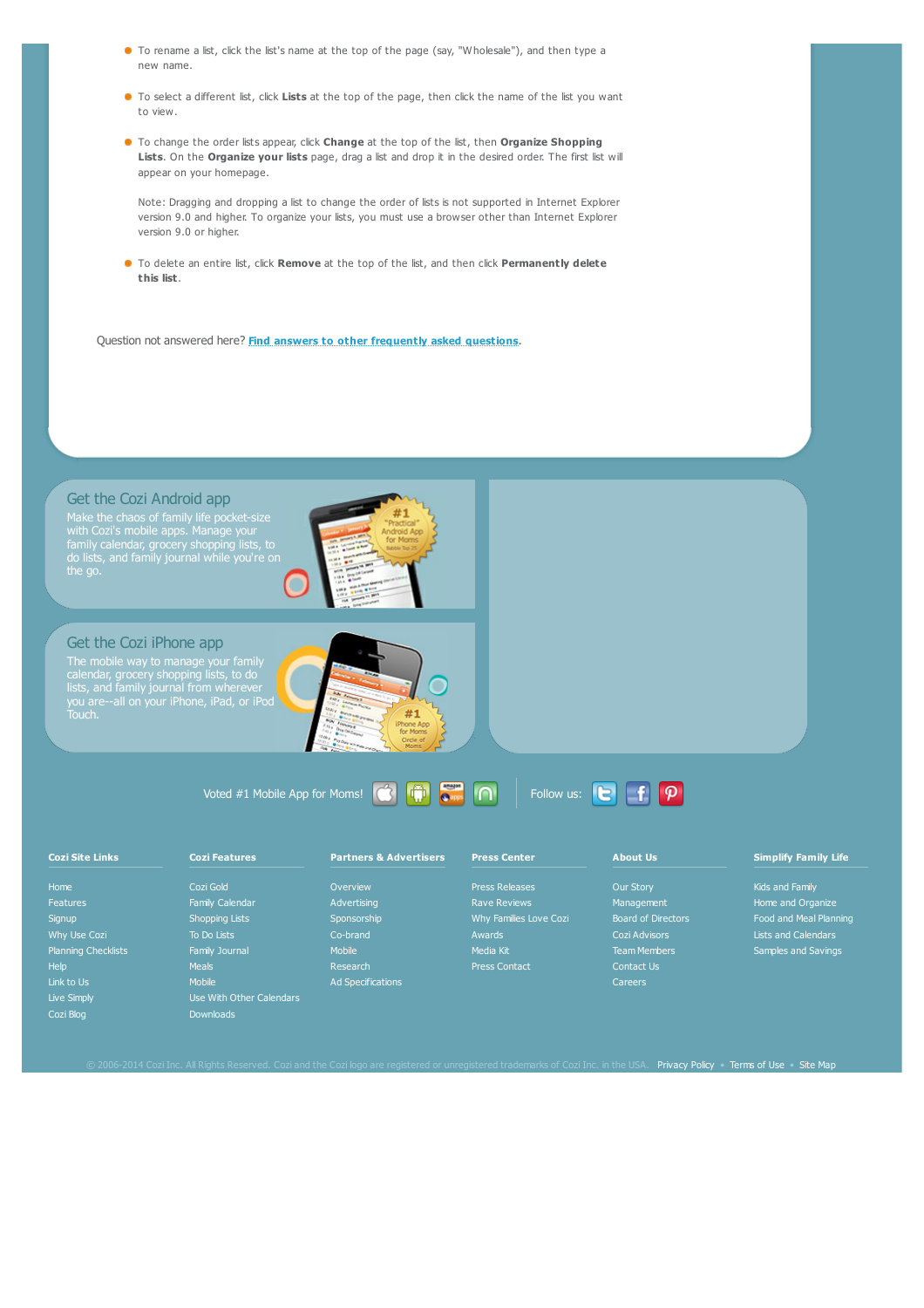- To rename a list, click the list's name at the top of the page (say, "Wholesale"), and then type a new name.
- To select a different list, click **Lists** at the top of the page, then click the name of the list you want to view.
- To change the order lists appear, click **Change** at the top of the list, then **Organize Shopping Lists**. On the **Organize your lists** page, drag a list and drop it in the desired order. The first list will appear on your homepage.

  Note: Dragging and dropping a list to change the order of lists is not supported in Internet Explorer version 9.0 and higher. To organize your lists, you must use a browser other than Internet Explorer version 9.0 or higher.
- To delete an entire list, click **Remove** at the top of the list, and then click **Permanently delete this list**.

Question not answered here? Find answers to other frequently asked questions.

## Get the Cozi Android app

Make the chaos of family life pocket-size with Cozi's mobile apps. Manage your family calendar, grocery shopping lists, to do lists, and family journal while you're on the go.

## Get the Cozi iPhone app

The mobile way to manage your family calendar, grocery shopping lists, to do lists, and family journal from wherever you are--all on your iPhone, iPad, or iPod Touch.

Voted #1 Mobile App for Moms! Follow us:

**Cozi Site Links**
- Home
- Features
- Signup
- Why Use Cozi
- Planning Checklists
- Help
- Link to Us
- Live Simply
- Cozi Blog

**Cozi Features**
- Cozi Gold
- Family Calendar
- Shopping Lists
- To Do Lists
- Family Journal
- Meals
- Mobile
- Use With Other Calendars
- Downloads

**Partners & Advertisers**
- Overview
- Advertising
- Sponsorship
- Co-brand
- Mobile
- Research
- Ad Specifications

**Press Center**
- Press Releases
- Rave Reviews
- Why Families Love Cozi
- Awards
- Media Kit
- Press Contact

**About Us**
- Our Story
- Management
- Board of Directors
- Cozi Advisors
- Team Members
- Contact Us
- Careers

**Simplify Family Life**
- Kids and Family
- Home and Organize
- Food and Meal Planning
- Lists and Calendars
- Samples and Savings

© 2006-2014 Cozi Inc. All Rights Reserved. Cozi and the Cozi logo are registered or unregistered trademarks of Cozi Inc. in the USA. Privacy Policy • Terms of Use • Site Map